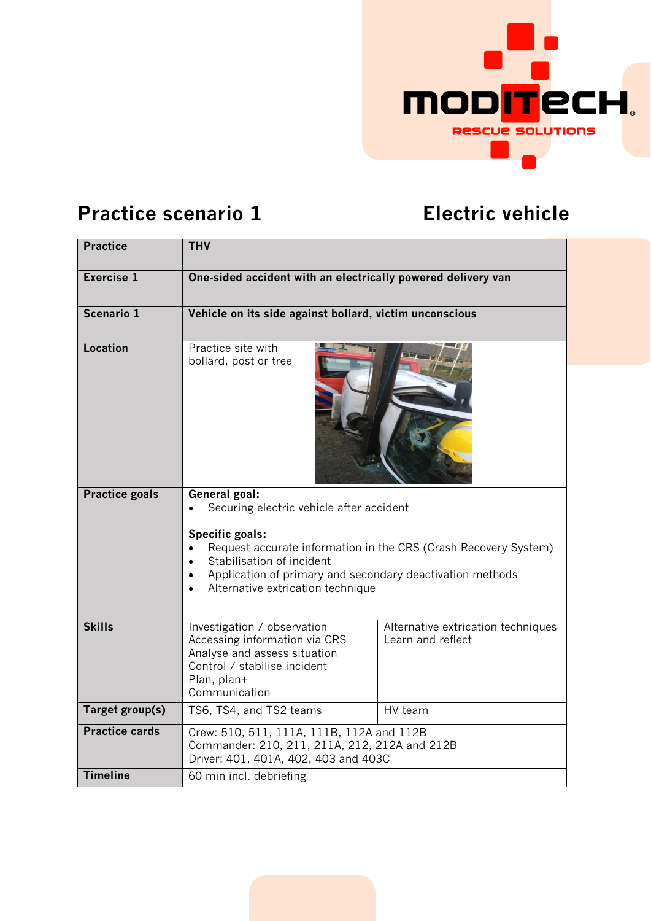# Practice scenario 1 — Electric vehicle

| Practice | THV | |
|---|---|---|
| **Exercise 1** | **One-sided accident with an electrically powered delivery van** | |
| **Scenario 1** | **Vehicle on its side against bollard, victim unconscious** | |
| **Location** | Practice site with bollard, post or tree | |
| **Practice goals** | **General goal:**<br>• Securing electric vehicle after accident<br><br>**Specific goals:**<br>• Request accurate information in the CRS (Crash Recovery System)<br>• Stabilisation of incident<br>• Application of primary and secondary deactivation methods<br>• Alternative extrication technique | |
| **Skills** | Investigation / observation<br>Accessing information via CRS<br>Analyse and assess situation<br>Control / stabilise incident<br>Plan, plan+<br>Communication | Alternative extrication techniques<br>Learn and reflect |
| **Target group(s)** | TS6, TS4, and TS2 teams | HV team |
| **Practice cards** | Crew: 510, 511, 111A, 111B, 112A and 112B<br>Commander: 210, 211, 211A, 212, 212A and 212B<br>Driver: 401, 401A, 402, 403 and 403C | |
| **Timeline** | 60 min incl. debriefing | |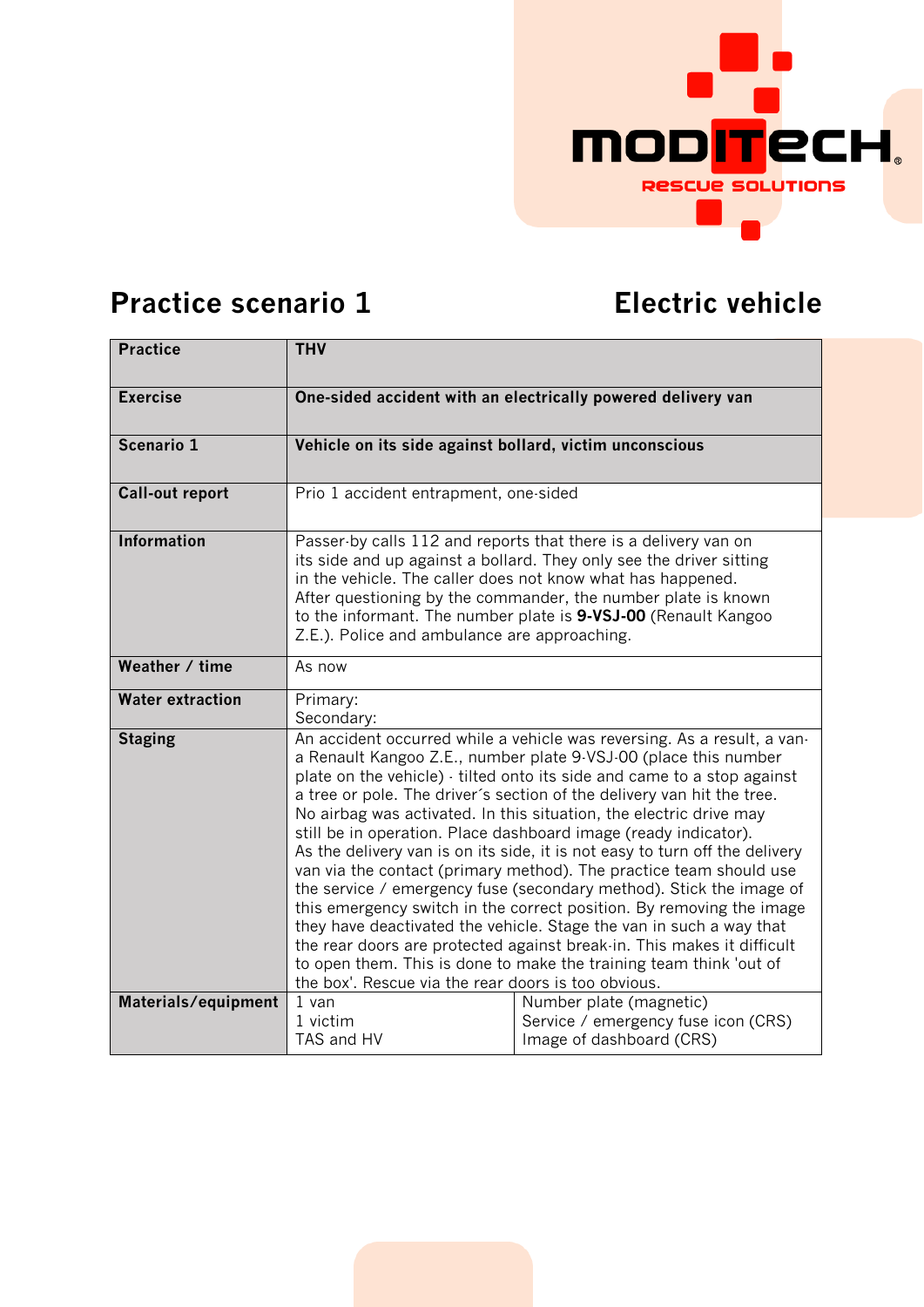## Practice scenario 1 — Electric vehicle

| | | |
|---|---|---|
| **Practice** | **THV** | |
| **Exercise** | **One-sided accident with an electrically powered delivery van** | |
| **Scenario 1** | **Vehicle on its side against bollard, victim unconscious** | |
| **Call-out report** | Prio 1 accident entrapment, one-sided | |
| **Information** | Passer-by calls 112 and reports that there is a delivery van on its side and up against a bollard. They only see the driver sitting in the vehicle. The caller does not know what has happened. After questioning by the commander, the number plate is known to the informant. The number plate is **9-VSJ-00** (Renault Kangoo Z.E.). Police and ambulance are approaching. | |
| **Weather / time** | As now | |
| **Water extraction** | Primary:<br>Secondary: | |
| **Staging** | An accident occurred while a vehicle was reversing. As a result, a van- a Renault Kangoo Z.E., number plate 9-VSJ-00 (place this number plate on the vehicle) - tilted onto its side and came to a stop against a tree or pole. The driver´s section of the delivery van hit the tree. No airbag was activated. In this situation, the electric drive may still be in operation. Place dashboard image (ready indicator).<br>As the delivery van is on its side, it is not easy to turn off the delivery van via the contact (primary method). The practice team should use the service / emergency fuse (secondary method). Stick the image of this emergency switch in the correct position. By removing the image they have deactivated the vehicle. Stage the van in such a way that the rear doors are protected against break-in. This makes it difficult to open them. This is done to make the training team think 'out of the box'. Rescue via the rear doors is too obvious. | |
| **Materials/equipment** | 1 van<br>1 victim<br>TAS and HV | Number plate (magnetic)<br>Service / emergency fuse icon (CRS)<br>Image of dashboard (CRS) |